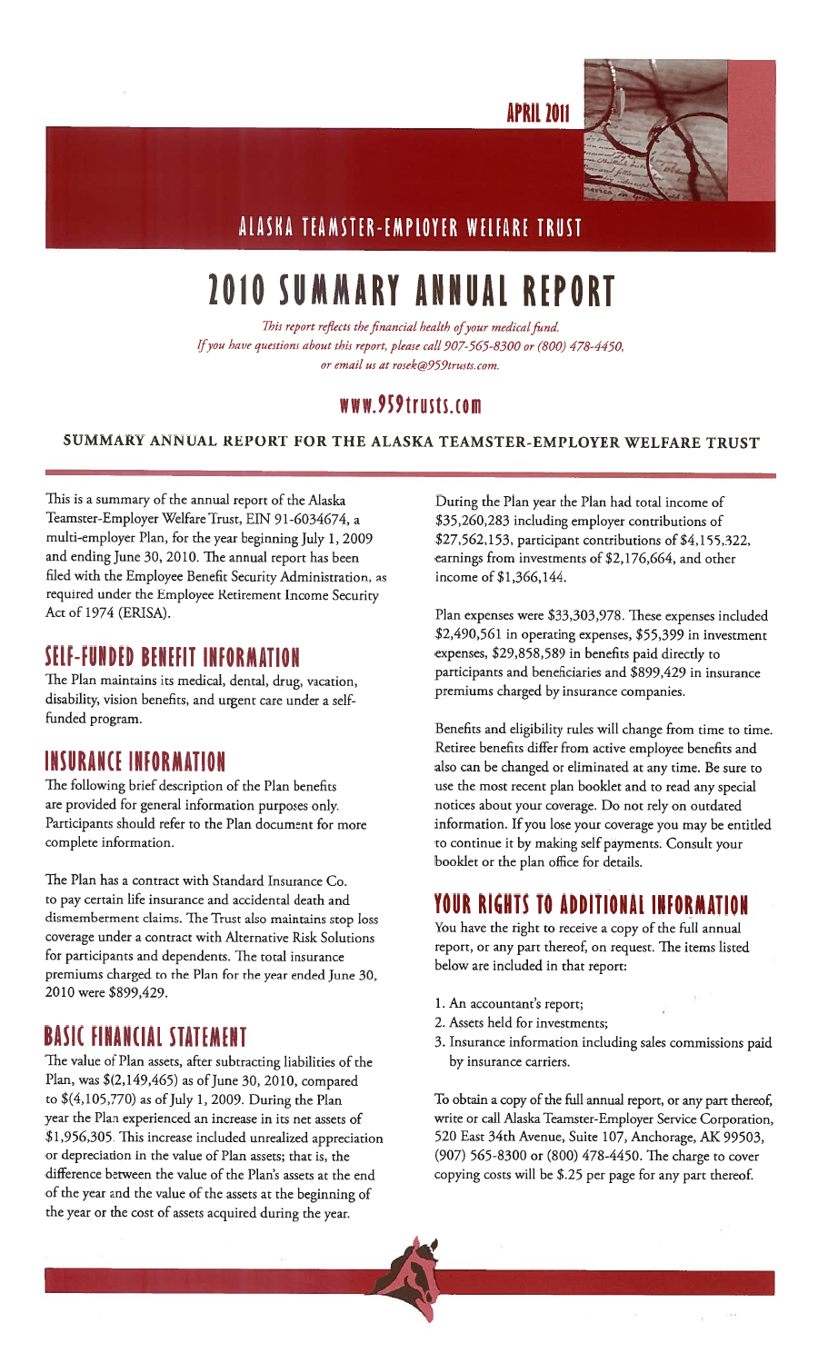APRIL 2011

ALASKA TEAMSTER-EMPLOYER WELFARE TRUST

# 2010 SUMMARY ANNUAL REPORT

*This report reflects the financial health of your medical fund.*
*If you have questions about this report, please call 907-565-8300 or (800) 478-4450, or email us at rosek@959trusts.com.*

**www.959trusts.com**

**SUMMARY ANNUAL REPORT FOR THE ALASKA TEAMSTER-EMPLOYER WELFARE TRUST**

This is a summary of the annual report of the Alaska Teamster-Employer Welfare Trust, EIN 91-6034674, a multi-employer Plan, for the year beginning July 1, 2009 and ending June 30, 2010. The annual report has been filed with the Employee Benefit Security Administration, as required under the Employee Retirement Income Security Act of 1974 (ERISA).

## SELF-FUNDED BENEFIT INFORMATION

The Plan maintains its medical, dental, drug, vacation, disability, vision benefits, and urgent care under a self-funded program.

## INSURANCE INFORMATION

The following brief description of the Plan benefits are provided for general information purposes only. Participants should refer to the Plan document for more complete information.

The Plan has a contract with Standard Insurance Co. to pay certain life insurance and accidental death and dismemberment claims. The Trust also maintains stop loss coverage under a contract with Alternative Risk Solutions for participants and dependents. The total insurance premiums charged to the Plan for the year ended June 30, 2010 were $899,429.

## BASIC FINANCIAL STATEMENT

The value of Plan assets, after subtracting liabilities of the Plan, was $(2,149,465) as of June 30, 2010, compared to $(4,105,770) as of July 1, 2009. During the Plan year the Plan experienced an increase in its net assets of $1,956,305. This increase included unrealized appreciation or depreciation in the value of Plan assets; that is, the difference between the value of the Plan's assets at the end of the year and the value of the assets at the beginning of the year or the cost of assets acquired during the year.

During the Plan year the Plan had total income of $35,260,283 including employer contributions of $27,562,153, participant contributions of $4,155,322, earnings from investments of $2,176,664, and other income of $1,366,144.

Plan expenses were $33,303,978. These expenses included $2,490,561 in operating expenses, $55,399 in investment expenses, $29,858,589 in benefits paid directly to participants and beneficiaries and $899,429 in insurance premiums charged by insurance companies.

Benefits and eligibility rules will change from time to time. Retiree benefits differ from active employee benefits and also can be changed or eliminated at any time. Be sure to use the most recent plan booklet and to read any special notices about your coverage. Do not rely on outdated information. If you lose your coverage you may be entitled to continue it by making self payments. Consult your booklet or the plan office for details.

## YOUR RIGHTS TO ADDITIONAL INFORMATION

You have the right to receive a copy of the full annual report, or any part thereof, on request. The items listed below are included in that report:

1. An accountant's report;
2. Assets held for investments;
3. Insurance information including sales commissions paid by insurance carriers.

To obtain a copy of the full annual report, or any part thereof, write or call Alaska Teamster-Employer Service Corporation, 520 East 34th Avenue, Suite 107, Anchorage, AK 99503, (907) 565-8300 or (800) 478-4450. The charge to cover copying costs will be $.25 per page for any part thereof.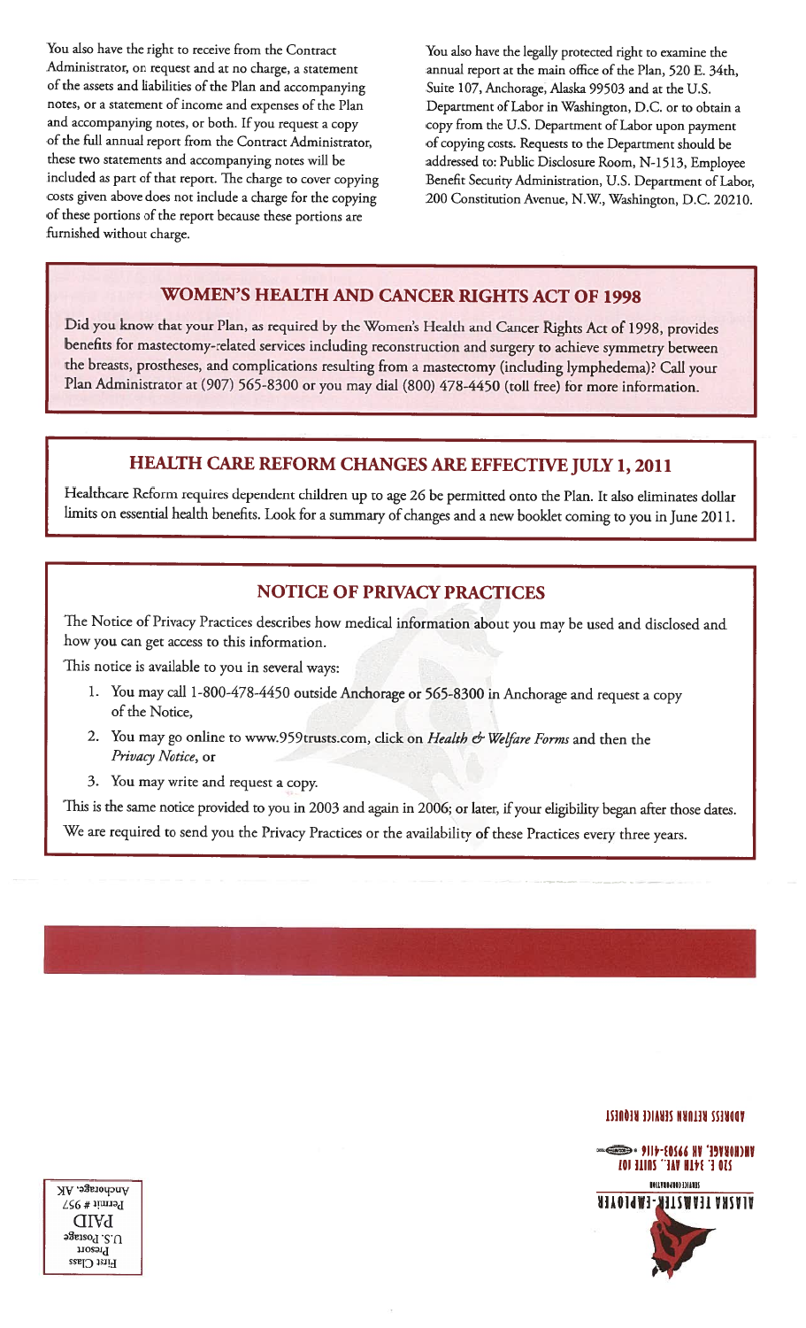You also have the right to receive from the Contract Administrator, on request and at no charge, a statement of the assets and liabilities of the Plan and accompanying notes, or a statement of income and expenses of the Plan and accompanying notes, or both. If you request a copy of the full annual report from the Contract Administrator, these two statements and accompanying notes will be included as part of that report. The charge to cover copying costs given above does not include a charge for the copying of these portions of the report because these portions are furnished without charge.

You also have the legally protected right to examine the annual report at the main office of the Plan, 520 E. 34th, Suite 107, Anchorage, Alaska 99503 and at the U.S. Department of Labor in Washington, D.C. or to obtain a copy from the U.S. Department of Labor upon payment of copying costs. Requests to the Department should be addressed to: Public Disclosure Room, N-1513, Employee Benefit Security Administration, U.S. Department of Labor, 200 Constitution Avenue, N.W., Washington, D.C. 20210.

## WOMEN'S HEALTH AND CANCER RIGHTS ACT OF 1998

Did you know that your Plan, as required by the Women's Health and Cancer Rights Act of 1998, provides benefits for mastectomy-related services including reconstruction and surgery to achieve symmetry between the breasts, prostheses, and complications resulting from a mastectomy (including lymphedema)? Call your Plan Administrator at (907) 565-8300 or you may dial (800) 478-4450 (toll free) for more information.

## HEALTH CARE REFORM CHANGES ARE EFFECTIVE JULY 1, 2011

Healthcare Reform requires dependent children up to age 26 be permitted onto the Plan. It also eliminates dollar limits on essential health benefits. Look for a summary of changes and a new booklet coming to you in June 2011.

## NOTICE OF PRIVACY PRACTICES

The Notice of Privacy Practices describes how medical information about you may be used and disclosed and how you can get access to this information.

This notice is available to you in several ways:

1. You may call 1-800-478-4450 outside Anchorage or 565-8300 in Anchorage and request a copy of the Notice,
2. You may go online to www.959trusts.com, click on *Health & Welfare Forms* and then the *Privacy Notice*, or
3. You may write and request a copy.

This is the same notice provided to you in 2003 and again in 2006; or later, if your eligibility began after those dates.

We are required to send you the Privacy Practices or the availability of these Practices every three years.

ALASKA TEAMSTER-EMPLOYER
SERVICE CORPORATION
520 E. 34TH AVE., SUITE 107
ANCHORAGE, AK 99503-4116

ADDRESS SERVICE REQUESTED

First Class
Presort
U.S. Postage
PAID
Permit # 957
Anchorage, AK